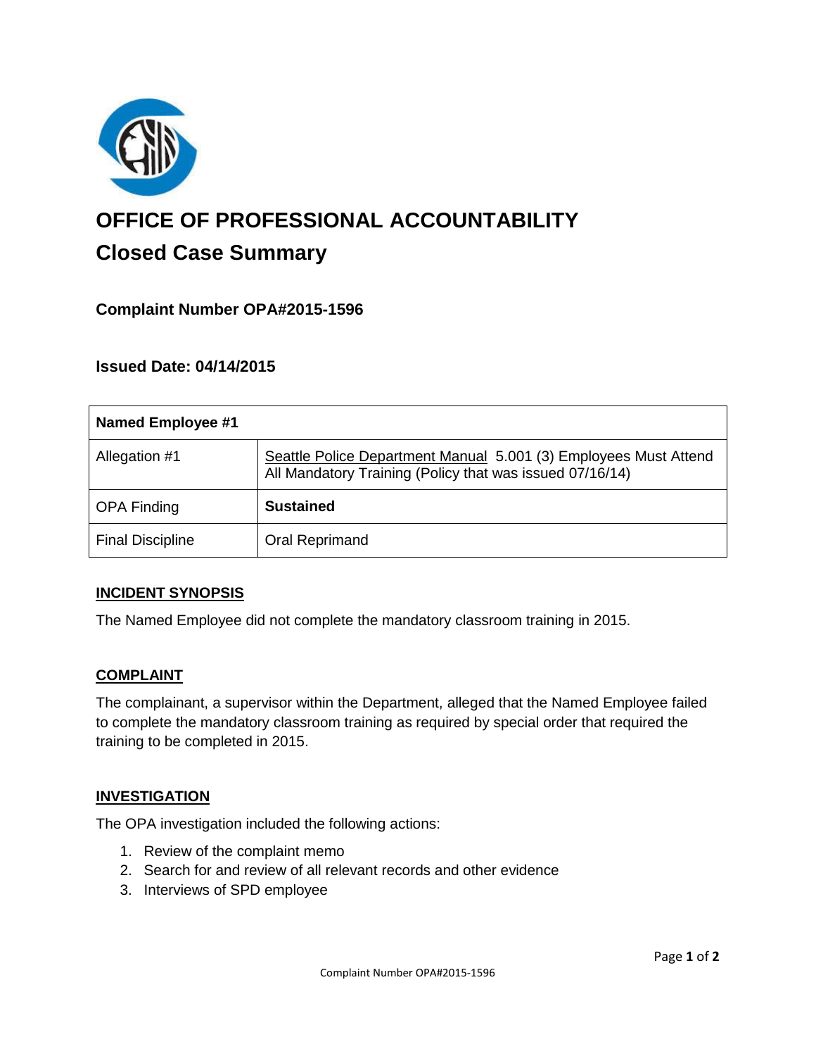# OFFICE OF PROFESSIONAL ACCOUNTABILITY

## Closed Case Summary

### Complaint Number OPA#2015-1596

### Issued Date: 04/14/2015

| Named Employee #1 | |
|---|---|
| Allegation #1 | Seattle Police Department Manual 5.001 (3) Employees Must Attend All Mandatory Training (Policy that was issued 07/16/14) |
| OPA Finding | **Sustained** |
| Final Discipline | Oral Reprimand |

**INCIDENT SYNOPSIS**

The Named Employee did not complete the mandatory classroom training in 2015.

**COMPLAINT**

The complainant, a supervisor within the Department, alleged that the Named Employee failed to complete the mandatory classroom training as required by special order that required the training to be completed in 2015.

**INVESTIGATION**

The OPA investigation included the following actions:

1. Review of the complaint memo
2. Search for and review of all relevant records and other evidence
3. Interviews of SPD employee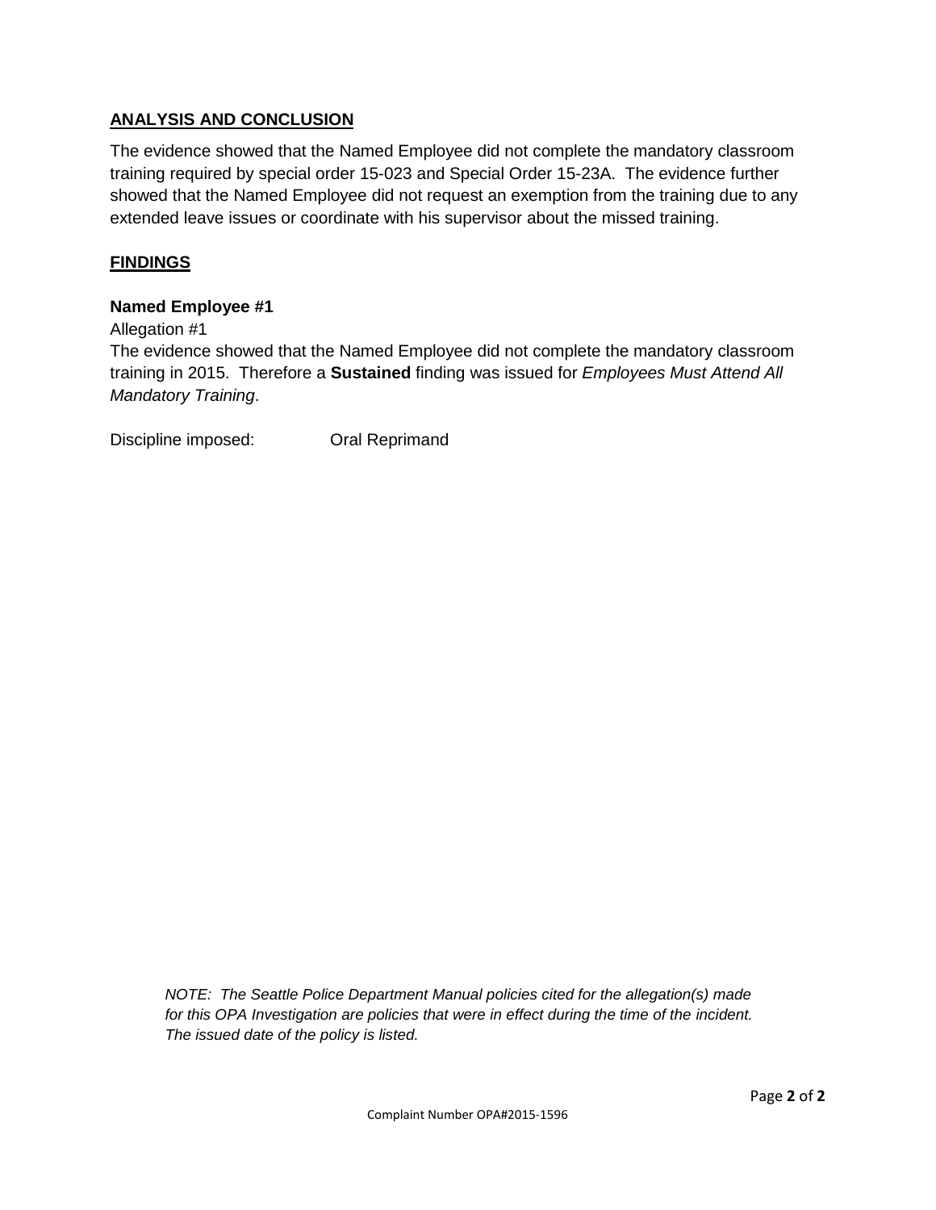## ANALYSIS AND CONCLUSION

The evidence showed that the Named Employee did not complete the mandatory classroom training required by special order 15-023 and Special Order 15-23A. The evidence further showed that the Named Employee did not request an exemption from the training due to any extended leave issues or coordinate with his supervisor about the missed training.

## FINDINGS

**Named Employee #1**

Allegation #1

The evidence showed that the Named Employee did not complete the mandatory classroom training in 2015. Therefore a **Sustained** finding was issued for *Employees Must Attend All Mandatory Training*.

Discipline imposed: Oral Reprimand

*NOTE: The Seattle Police Department Manual policies cited for the allegation(s) made for this OPA Investigation are policies that were in effect during the time of the incident. The issued date of the policy is listed.*

Complaint Number OPA#2015-1596